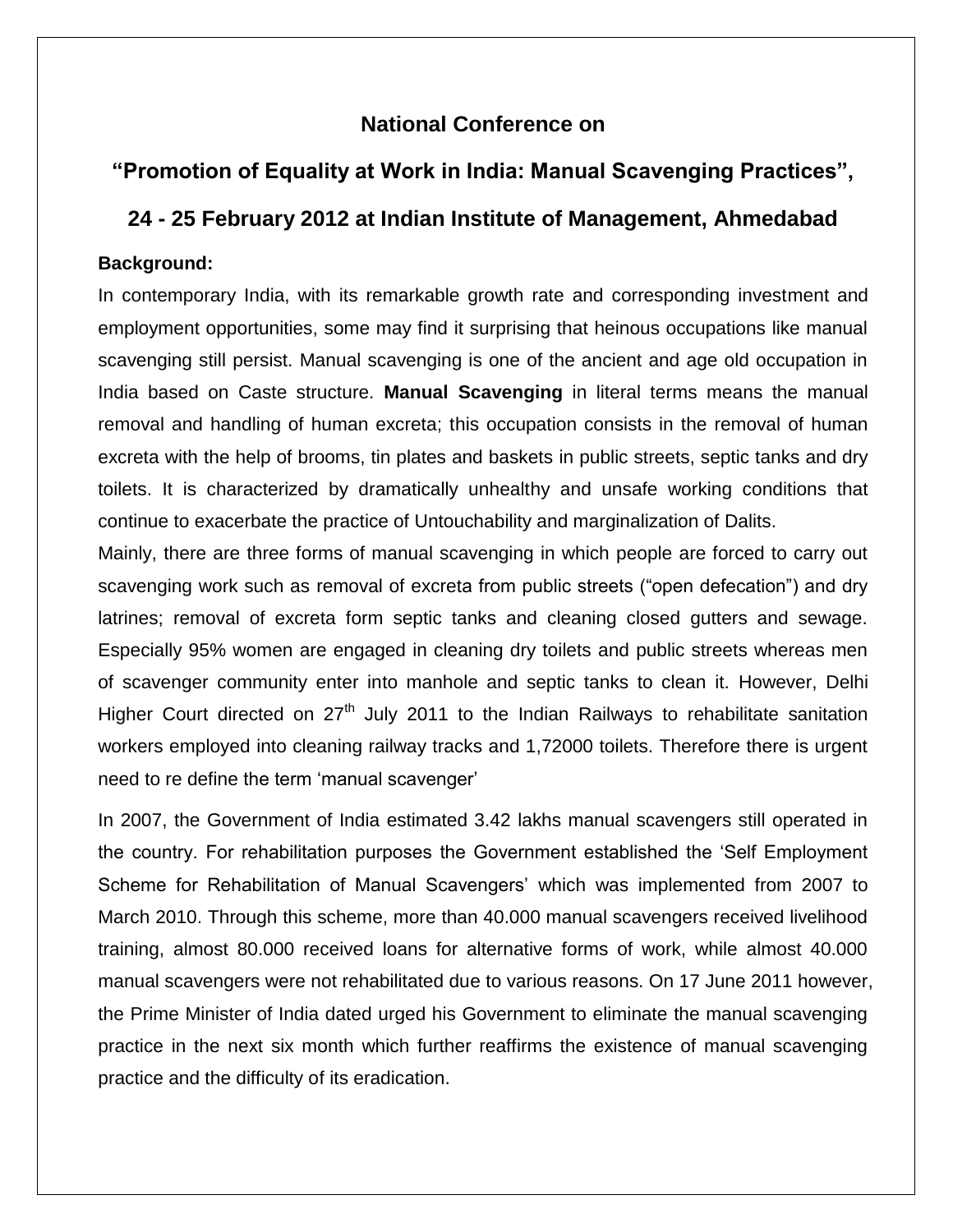# National Conference on

## "Promotion of Equality at Work in India: Manual Scavenging Practices",

## 24 - 25 February 2012 at Indian Institute of Management, Ahmedabad

**Background:**

In contemporary India, with its remarkable growth rate and corresponding investment and employment opportunities, some may find it surprising that heinous occupations like manual scavenging still persist. Manual scavenging is one of the ancient and age old occupation in India based on Caste structure. **Manual Scavenging** in literal terms means the manual removal and handling of human excreta; this occupation consists in the removal of human excreta with the help of brooms, tin plates and baskets in public streets, septic tanks and dry toilets. It is characterized by dramatically unhealthy and unsafe working conditions that continue to exacerbate the practice of Untouchability and marginalization of Dalits.

Mainly, there are three forms of manual scavenging in which people are forced to carry out scavenging work such as removal of excreta from public streets ("open defecation") and dry latrines; removal of excreta form septic tanks and cleaning closed gutters and sewage. Especially 95% women are engaged in cleaning dry toilets and public streets whereas men of scavenger community enter into manhole and septic tanks to clean it. However, Delhi Higher Court directed on 27th July 2011 to the Indian Railways to rehabilitate sanitation workers employed into cleaning railway tracks and 1,72000 toilets. Therefore there is urgent need to re define the term 'manual scavenger'

In 2007, the Government of India estimated 3.42 lakhs manual scavengers still operated in the country. For rehabilitation purposes the Government established the 'Self Employment Scheme for Rehabilitation of Manual Scavengers' which was implemented from 2007 to March 2010. Through this scheme, more than 40.000 manual scavengers received livelihood training, almost 80.000 received loans for alternative forms of work, while almost 40.000 manual scavengers were not rehabilitated due to various reasons. On 17 June 2011 however, the Prime Minister of India dated urged his Government to eliminate the manual scavenging practice in the next six month which further reaffirms the existence of manual scavenging practice and the difficulty of its eradication.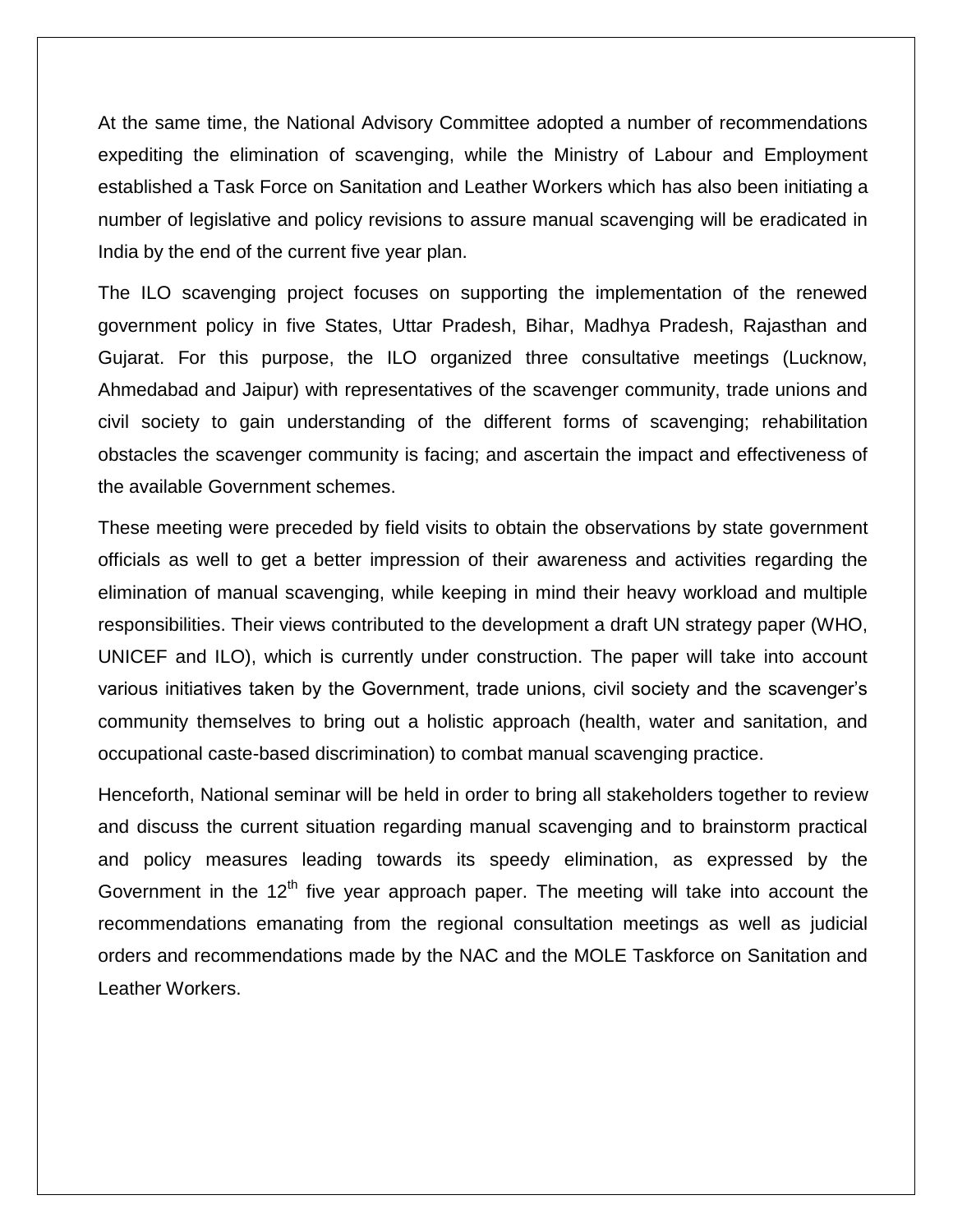At the same time, the National Advisory Committee adopted a number of recommendations expediting the elimination of scavenging, while the Ministry of Labour and Employment established a Task Force on Sanitation and Leather Workers which has also been initiating a number of legislative and policy revisions to assure manual scavenging will be eradicated in India by the end of the current five year plan.

The ILO scavenging project focuses on supporting the implementation of the renewed government policy in five States, Uttar Pradesh, Bihar, Madhya Pradesh, Rajasthan and Gujarat. For this purpose, the ILO organized three consultative meetings (Lucknow, Ahmedabad and Jaipur) with representatives of the scavenger community, trade unions and civil society to gain understanding of the different forms of scavenging; rehabilitation obstacles the scavenger community is facing; and ascertain the impact and effectiveness of the available Government schemes.

These meeting were preceded by field visits to obtain the observations by state government officials as well to get a better impression of their awareness and activities regarding the elimination of manual scavenging, while keeping in mind their heavy workload and multiple responsibilities. Their views contributed to the development a draft UN strategy paper (WHO, UNICEF and ILO), which is currently under construction. The paper will take into account various initiatives taken by the Government, trade unions, civil society and the scavenger's community themselves to bring out a holistic approach (health, water and sanitation, and occupational caste-based discrimination) to combat manual scavenging practice.

Henceforth, National seminar will be held in order to bring all stakeholders together to review and discuss the current situation regarding manual scavenging and to brainstorm practical and policy measures leading towards its speedy elimination, as expressed by the Government in the 12th five year approach paper. The meeting will take into account the recommendations emanating from the regional consultation meetings as well as judicial orders and recommendations made by the NAC and the MOLE Taskforce on Sanitation and Leather Workers.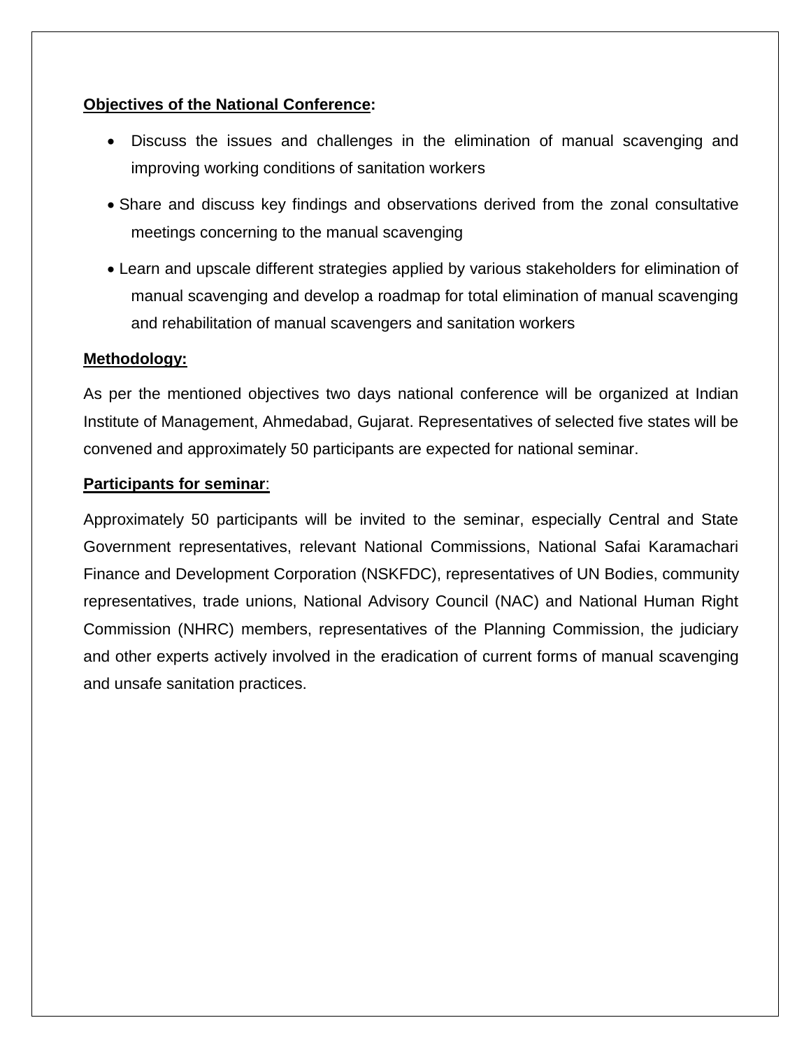**Objectives of the National Conference:**

- Discuss the issues and challenges in the elimination of manual scavenging and improving working conditions of sanitation workers
- Share and discuss key findings and observations derived from the zonal consultative meetings concerning to the manual scavenging
- Learn and upscale different strategies applied by various stakeholders for elimination of manual scavenging and develop a roadmap for total elimination of manual scavenging and rehabilitation of manual scavengers and sanitation workers

**Methodology:**

As per the mentioned objectives two days national conference will be organized at Indian Institute of Management, Ahmedabad, Gujarat. Representatives of selected five states will be convened and approximately 50 participants are expected for national seminar.

**Participants for seminar:**

Approximately 50 participants will be invited to the seminar, especially Central and State Government representatives, relevant National Commissions, National Safai Karamachari Finance and Development Corporation (NSKFDC), representatives of UN Bodies, community representatives, trade unions, National Advisory Council (NAC) and National Human Right Commission (NHRC) members, representatives of the Planning Commission, the judiciary and other experts actively involved in the eradication of current forms of manual scavenging and unsafe sanitation practices.